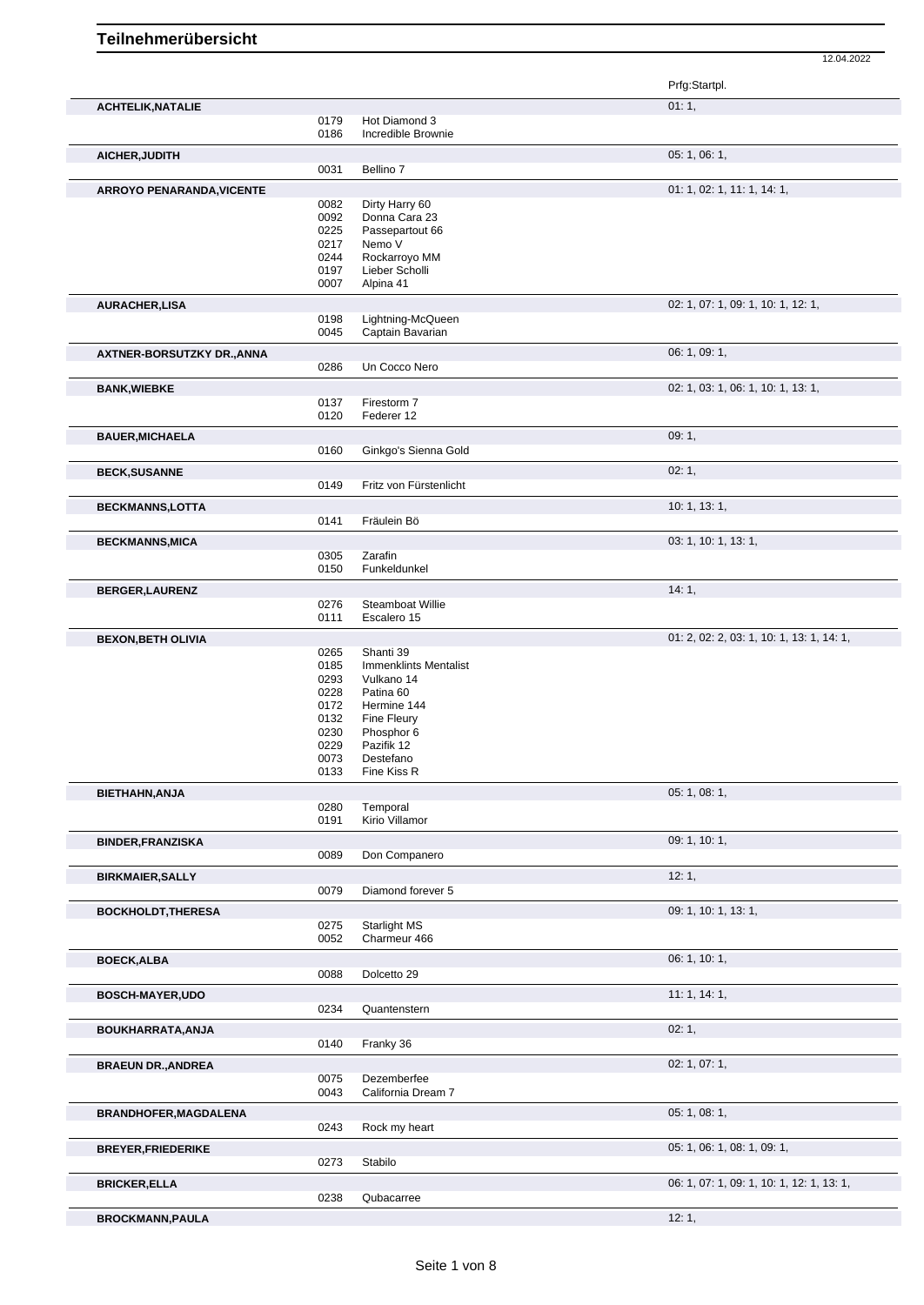# Teilnehmerübersicht

12.04.2022

| Name | Nr. | Pferd | Prfg:Startpl. |
|---|---|---|---|
| **ACHTELIK,NATALIE** | | | 01: 1, |
| | 0179 | Hot Diamond 3 | |
| | 0186 | Incredible Brownie | |
| **AICHER,JUDITH** | | | 05: 1, 06: 1, |
| | 0031 | Bellino 7 | |
| **ARROYO PENARANDA,VICENTE** | | | 01: 1, 02: 1, 11: 1, 14: 1, |
| | 0082 | Dirty Harry 60 | |
| | 0092 | Donna Cara 23 | |
| | 0225 | Passepartout 66 | |
| | 0217 | Nemo V | |
| | 0244 | Rockarroyo MM | |
| | 0197 | Lieber Scholli | |
| | 0007 | Alpina 41 | |
| **AURACHER,LISA** | | | 02: 1, 07: 1, 09: 1, 10: 1, 12: 1, |
| | 0198 | Lightning-McQueen | |
| | 0045 | Captain Bavarian | |
| **AXTNER-BORSUTZKY DR.,ANNA** | | | 06: 1, 09: 1, |
| | 0286 | Un Cocco Nero | |
| **BANK,WIEBKE** | | | 02: 1, 03: 1, 06: 1, 10: 1, 13: 1, |
| | 0137 | Firestorm 7 | |
| | 0120 | Federer 12 | |
| **BAUER,MICHAELA** | | | 09: 1, |
| | 0160 | Ginkgo's Sienna Gold | |
| **BECK,SUSANNE** | | | 02: 1, |
| | 0149 | Fritz von Fürstenlicht | |
| **BECKMANNS,LOTTA** | | | 10: 1, 13: 1, |
| | 0141 | Fräulein Bö | |
| **BECKMANNS,MICA** | | | 03: 1, 10: 1, 13: 1, |
| | 0305 | Zarafin | |
| | 0150 | Funkeldunkel | |
| **BERGER,LAURENZ** | | | 14: 1, |
| | 0276 | Steamboat Willie | |
| | 0111 | Escalero 15 | |
| **BEXON,BETH OLIVIA** | | | 01: 2, 02: 2, 03: 1, 10: 1, 13: 1, 14: 1, |
| | 0265 | Shanti 39 | |
| | 0185 | Immenklints Mentalist | |
| | 0293 | Vulkano 14 | |
| | 0228 | Patina 60 | |
| | 0172 | Hermine 144 | |
| | 0132 | Fine Fleury | |
| | 0230 | Phosphor 6 | |
| | 0229 | Pazifik 12 | |
| | 0073 | Destefano | |
| | 0133 | Fine Kiss R | |
| **BIETHAHN,ANJA** | | | 05: 1, 08: 1, |
| | 0280 | Temporal | |
| | 0191 | Kirio Villamor | |
| **BINDER,FRANZISKA** | | | 09: 1, 10: 1, |
| | 0089 | Don Companero | |
| **BIRKMAIER,SALLY** | | | 12: 1, |
| | 0079 | Diamond forever 5 | |
| **BOCKHOLDT,THERESA** | | | 09: 1, 10: 1, 13: 1, |
| | 0275 | Starlight MS | |
| | 0052 | Charmeur 466 | |
| **BOECK,ALBA** | | | 06: 1, 10: 1, |
| | 0088 | Dolcetto 29 | |
| **BOSCH-MAYER,UDO** | | | 11: 1, 14: 1, |
| | 0234 | Quantenstern | |
| **BOUKHARRATA,ANJA** | | | 02: 1, |
| | 0140 | Franky 36 | |
| **BRAEUN DR.,ANDREA** | | | 02: 1, 07: 1, |
| | 0075 | Dezemberfee | |
| | 0043 | California Dream 7 | |
| **BRANDHOFER,MAGDALENA** | | | 05: 1, 08: 1, |
| | 0243 | Rock my heart | |
| **BREYER,FRIEDERIKE** | | | 05: 1, 06: 1, 08: 1, 09: 1, |
| | 0273 | Stabilo | |
| **BRICKER,ELLA** | | | 06: 1, 07: 1, 09: 1, 10: 1, 12: 1, 13: 1, |
| | 0238 | Qubacarree | |
| **BROCKMANN,PAULA** | | | 12: 1, |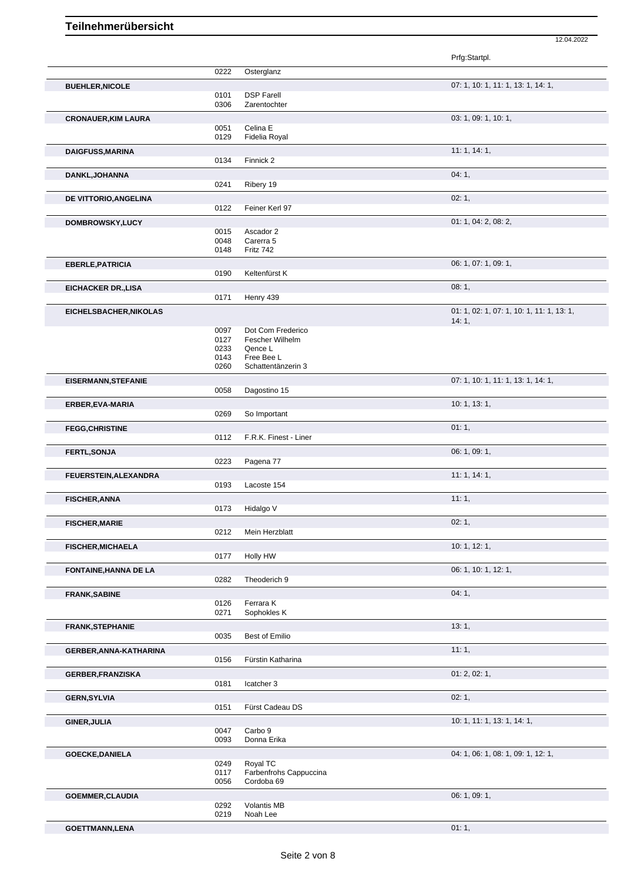# Teilnehmerübersicht

12.04.2022

| Name | Nr. | Pferd | Prfg:Startpl. |
|---|---|---|---|
| | 0222 | Osterglanz | |
| **BUEHLER,NICOLE** | | | 07: 1, 10: 1, 11: 1, 13: 1, 14: 1, |
| | 0101 | DSP Farell | |
| | 0306 | Zarentochter | |
| **CRONAUER,KIM LAURA** | | | 03: 1, 09: 1, 10: 1, |
| | 0051 | Celina E | |
| | 0129 | Fidelia Royal | |
| **DAIGFUSS,MARINA** | | | 11: 1, 14: 1, |
| | 0134 | Finnick 2 | |
| **DANKL,JOHANNA** | | | 04: 1, |
| | 0241 | Ribery 19 | |
| **DE VITTORIO,ANGELINA** | | | 02: 1, |
| | 0122 | Feiner Kerl 97 | |
| **DOMBROWSKY,LUCY** | | | 01: 1, 04: 2, 08: 2, |
| | 0015 | Ascador 2 | |
| | 0048 | Carerra 5 | |
| | 0148 | Fritz 742 | |
| **EBERLE,PATRICIA** | | | 06: 1, 07: 1, 09: 1, |
| | 0190 | Keltenfürst K | |
| **EICHACKER DR.,LISA** | | | 08: 1, |
| | 0171 | Henry 439 | |
| **EICHELSBACHER,NIKOLAS** | | | 01: 1, 02: 1, 07: 1, 10: 1, 11: 1, 13: 1, 14: 1, |
| | 0097 | Dot Com Frederico | |
| | 0127 | Fescher Wilhelm | |
| | 0233 | Qence L | |
| | 0143 | Free Bee L | |
| | 0260 | Schattentänzerin 3 | |
| **EISERMANN,STEFANIE** | | | 07: 1, 10: 1, 11: 1, 13: 1, 14: 1, |
| | 0058 | Dagostino 15 | |
| **ERBER,EVA-MARIA** | | | 10: 1, 13: 1, |
| | 0269 | So Important | |
| **FEGG,CHRISTINE** | | | 01: 1, |
| | 0112 | F.R.K. Finest - Liner | |
| **FERTL,SONJA** | | | 06: 1, 09: 1, |
| | 0223 | Pagena 77 | |
| **FEUERSTEIN,ALEXANDRA** | | | 11: 1, 14: 1, |
| | 0193 | Lacoste 154 | |
| **FISCHER,ANNA** | | | 11: 1, |
| | 0173 | Hidalgo V | |
| **FISCHER,MARIE** | | | 02: 1, |
| | 0212 | Mein Herzblatt | |
| **FISCHER,MICHAELA** | | | 10: 1, 12: 1, |
| | 0177 | Holly HW | |
| **FONTAINE,HANNA DE LA** | | | 06: 1, 10: 1, 12: 1, |
| | 0282 | Theoderich 9 | |
| **FRANK,SABINE** | | | 04: 1, |
| | 0126 | Ferrara K | |
| | 0271 | Sophokles K | |
| **FRANK,STEPHANIE** | | | 13: 1, |
| | 0035 | Best of Emilio | |
| **GERBER,ANNA-KATHARINA** | | | 11: 1, |
| | 0156 | Fürstin Katharina | |
| **GERBER,FRANZISKA** | | | 01: 2, 02: 1, |
| | 0181 | Icatcher 3 | |
| **GERN,SYLVIA** | | | 02: 1, |
| | 0151 | Fürst Cadeau DS | |
| **GINER,JULIA** | | | 10: 1, 11: 1, 13: 1, 14: 1, |
| | 0047 | Carbo 9 | |
| | 0093 | Donna Erika | |
| **GOECKE,DANIELA** | | | 04: 1, 06: 1, 08: 1, 09: 1, 12: 1, |
| | 0249 | Royal TC | |
| | 0117 | Farbenfrohs Cappuccina | |
| | 0056 | Cordoba 69 | |
| **GOEMMER,CLAUDIA** | | | 06: 1, 09: 1, |
| | 0292 | Volantis MB | |
| | 0219 | Noah Lee | |
| **GOETTMANN,LENA** | | | 01: 1, |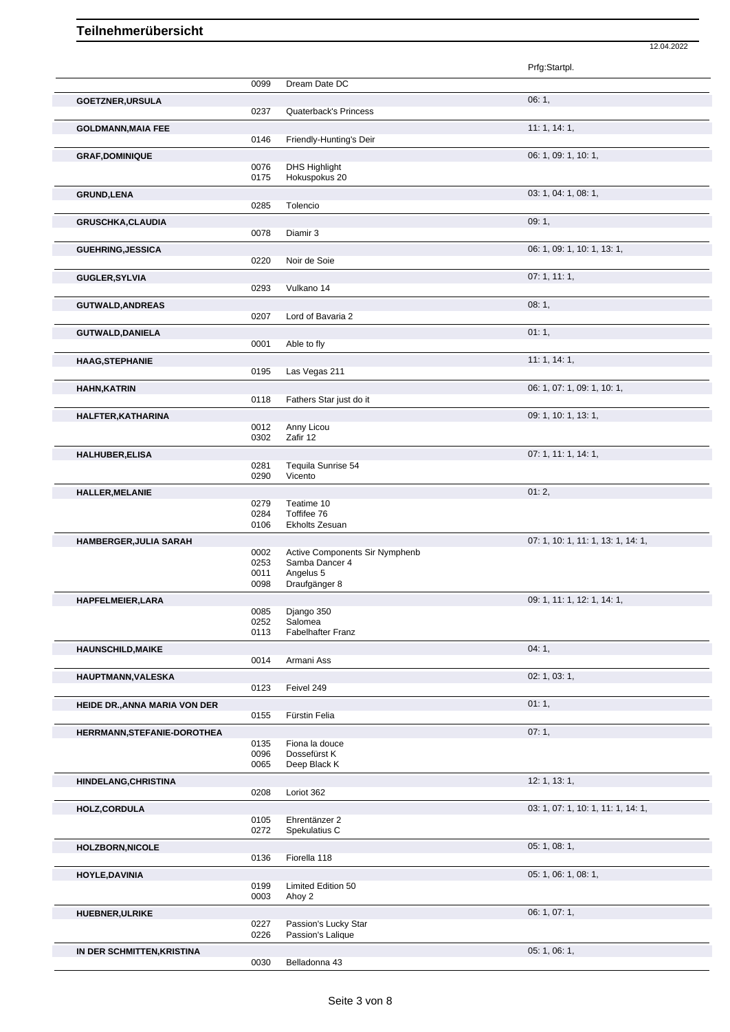# Teilnehmerübersicht

12.04.2022

| Name | Nr. | Pferd | Prfg:Startpl. |
|---|---|---|---|
| | 0099 | Dream Date DC | |
| **GOETZNER,URSULA** | | | 06: 1, |
| | 0237 | Quaterback's Princess | |
| **GOLDMANN,MAIA FEE** | | | 11: 1, 14: 1, |
| | 0146 | Friendly-Hunting's Deir | |
| **GRAF,DOMINIQUE** | | | 06: 1, 09: 1, 10: 1, |
| | 0076 | DHS Highlight | |
| | 0175 | Hokuspokus 20 | |
| **GRUND,LENA** | | | 03: 1, 04: 1, 08: 1, |
| | 0285 | Tolencio | |
| **GRUSCHKA,CLAUDIA** | | | 09: 1, |
| | 0078 | Diamir 3 | |
| **GUEHRING,JESSICA** | | | 06: 1, 09: 1, 10: 1, 13: 1, |
| | 0220 | Noir de Soie | |
| **GUGLER,SYLVIA** | | | 07: 1, 11: 1, |
| | 0293 | Vulkano 14 | |
| **GUTWALD,ANDREAS** | | | 08: 1, |
| | 0207 | Lord of Bavaria 2 | |
| **GUTWALD,DANIELA** | | | 01: 1, |
| | 0001 | Able to fly | |
| **HAAG,STEPHANIE** | | | 11: 1, 14: 1, |
| | 0195 | Las Vegas 211 | |
| **HAHN,KATRIN** | | | 06: 1, 07: 1, 09: 1, 10: 1, |
| | 0118 | Fathers Star just do it | |
| **HALFTER,KATHARINA** | | | 09: 1, 10: 1, 13: 1, |
| | 0012 | Anny Licou | |
| | 0302 | Zafir 12 | |
| **HALHUBER,ELISA** | | | 07: 1, 11: 1, 14: 1, |
| | 0281 | Tequila Sunrise 54 | |
| | 0290 | Vicento | |
| **HALLER,MELANIE** | | | 01: 2, |
| | 0279 | Teatime 10 | |
| | 0284 | Toffifee 76 | |
| | 0106 | Ekholts Zesuan | |
| **HAMBERGER,JULIA SARAH** | | | 07: 1, 10: 1, 11: 1, 13: 1, 14: 1, |
| | 0002 | Active Components Sir Nymphenb | |
| | 0253 | Samba Dancer 4 | |
| | 0011 | Angelus 5 | |
| | 0098 | Draufgänger 8 | |
| **HAPFELMEIER,LARA** | | | 09: 1, 11: 1, 12: 1, 14: 1, |
| | 0085 | Django 350 | |
| | 0252 | Salomea | |
| | 0113 | Fabelhafter Franz | |
| **HAUNSCHILD,MAIKE** | | | 04: 1, |
| | 0014 | Armani Ass | |
| **HAUPTMANN,VALESKA** | | | 02: 1, 03: 1, |
| | 0123 | Feivel 249 | |
| **HEIDE DR.,ANNA MARIA VON DER** | | | 01: 1, |
| | 0155 | Fürstin Felia | |
| **HERRMANN,STEFANIE-DOROTHEA** | | | 07: 1, |
| | 0135 | Fiona la douce | |
| | 0096 | Dossefürst K | |
| | 0065 | Deep Black K | |
| **HINDELANG,CHRISTINA** | | | 12: 1, 13: 1, |
| | 0208 | Loriot 362 | |
| **HOLZ,CORDULA** | | | 03: 1, 07: 1, 10: 1, 11: 1, 14: 1, |
| | 0105 | Ehrentänzer 2 | |
| | 0272 | Spekulatius C | |
| **HOLZBORN,NICOLE** | | | 05: 1, 08: 1, |
| | 0136 | Fiorella 118 | |
| **HOYLE,DAVINIA** | | | 05: 1, 06: 1, 08: 1, |
| | 0199 | Limited Edition 50 | |
| | 0003 | Ahoy 2 | |
| **HUEBNER,ULRIKE** | | | 06: 1, 07: 1, |
| | 0227 | Passion's Lucky Star | |
| | 0226 | Passion's Lalique | |
| **IN DER SCHMITTEN,KRISTINA** | | | 05: 1, 06: 1, |
| | 0030 | Belladonna 43 | |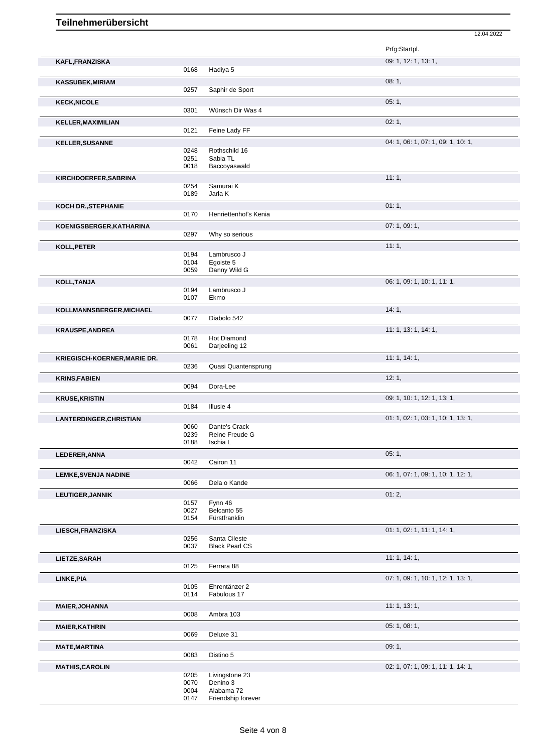# Teilnehmerübersicht

12.04.2022

| Name | Nr. | Pferd | Prfg:Startpl. |
|---|---|---|---|
| **KAFL,FRANZISKA** | | | 09: 1, 12: 1, 13: 1, |
| | 0168 | Hadiya 5 | |
| **KASSUBEK,MIRIAM** | | | 08: 1, |
| | 0257 | Saphir de Sport | |
| **KECK,NICOLE** | | | 05: 1, |
| | 0301 | Wünsch Dir Was 4 | |
| **KELLER,MAXIMILIAN** | | | 02: 1, |
| | 0121 | Feine Lady FF | |
| **KELLER,SUSANNE** | | | 04: 1, 06: 1, 07: 1, 09: 1, 10: 1, |
| | 0248 | Rothschild 16 | |
| | 0251 | Sabia TL | |
| | 0018 | Baccoyaswald | |
| **KIRCHDOERFER,SABRINA** | | | 11: 1, |
| | 0254 | Samurai K | |
| | 0189 | Jarla K | |
| **KOCH DR.,STEPHANIE** | | | 01: 1, |
| | 0170 | Henriettenhof's Kenia | |
| **KOENIGSBERGER,KATHARINA** | | | 07: 1, 09: 1, |
| | 0297 | Why so serious | |
| **KOLL,PETER** | | | 11: 1, |
| | 0194 | Lambrusco J | |
| | 0104 | Egoiste 5 | |
| | 0059 | Danny Wild G | |
| **KOLL,TANJA** | | | 06: 1, 09: 1, 10: 1, 11: 1, |
| | 0194 | Lambrusco J | |
| | 0107 | Ekmo | |
| **KOLLMANNSBERGER,MICHAEL** | | | 14: 1, |
| | 0077 | Diabolo 542 | |
| **KRAUSPE,ANDREA** | | | 11: 1, 13: 1, 14: 1, |
| | 0178 | Hot Diamond | |
| | 0061 | Darjeeling 12 | |
| **KRIEGISCH-KOERNER,MARIE DR.** | | | 11: 1, 14: 1, |
| | 0236 | Quasi Quantensprung | |
| **KRINS,FABIEN** | | | 12: 1, |
| | 0094 | Dora-Lee | |
| **KRUSE,KRISTIN** | | | 09: 1, 10: 1, 12: 1, 13: 1, |
| | 0184 | Illusie 4 | |
| **LANTERDINGER,CHRISTIAN** | | | 01: 1, 02: 1, 03: 1, 10: 1, 13: 1, |
| | 0060 | Dante's Crack | |
| | 0239 | Reine Freude G | |
| | 0188 | Ischia L | |
| **LEDERER,ANNA** | | | 05: 1, |
| | 0042 | Cairon 11 | |
| **LEMKE,SVENJA NADINE** | | | 06: 1, 07: 1, 09: 1, 10: 1, 12: 1, |
| | 0066 | Dela o Kande | |
| **LEUTIGER,JANNIK** | | | 01: 2, |
| | 0157 | Fynn 46 | |
| | 0027 | Belcanto 55 | |
| | 0154 | Fürstfranklin | |
| **LIESCH,FRANZISKA** | | | 01: 1, 02: 1, 11: 1, 14: 1, |
| | 0256 | Santa Cileste | |
| | 0037 | Black Pearl CS | |
| **LIETZE,SARAH** | | | 11: 1, 14: 1, |
| | 0125 | Ferrara 88 | |
| **LINKE,PIA** | | | 07: 1, 09: 1, 10: 1, 12: 1, 13: 1, |
| | 0105 | Ehrentänzer 2 | |
| | 0114 | Fabulous 17 | |
| **MAIER,JOHANNA** | | | 11: 1, 13: 1, |
| | 0008 | Ambra 103 | |
| **MAIER,KATHRIN** | | | 05: 1, 08: 1, |
| | 0069 | Deluxe 31 | |
| **MATE,MARTINA** | | | 09: 1, |
| | 0083 | Distino 5 | |
| **MATHIS,CAROLIN** | | | 02: 1, 07: 1, 09: 1, 11: 1, 14: 1, |
| | 0205 | Livingstone 23 | |
| | 0070 | Denino 3 | |
| | 0004 | Alabama 72 | |
| | 0147 | Friendship forever | |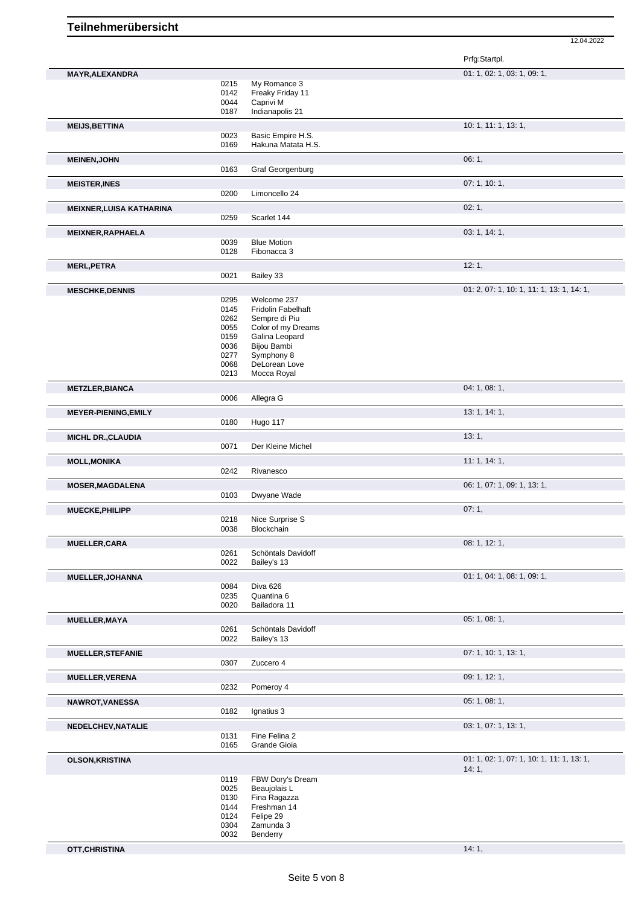# Teilnehmerübersicht

12.04.2022

| Teilnehmer | Nr. | Pferd | Prfg:Startpl. |
|---|---|---|---|
| **MAYR,ALEXANDRA** | | | 01: 1, 02: 1, 03: 1, 09: 1, |
| | 0215 | My Romance 3 | |
| | 0142 | Freaky Friday 11 | |
| | 0044 | Caprivi M | |
| | 0187 | Indianapolis 21 | |
| **MEIJS,BETTINA** | | | 10: 1, 11: 1, 13: 1, |
| | 0023 | Basic Empire H.S. | |
| | 0169 | Hakuna Matata H.S. | |
| **MEINEN,JOHN** | | | 06: 1, |
| | 0163 | Graf Georgenburg | |
| **MEISTER,INES** | | | 07: 1, 10: 1, |
| | 0200 | Limoncello 24 | |
| **MEIXNER,LUISA KATHARINA** | | | 02: 1, |
| | 0259 | Scarlet 144 | |
| **MEIXNER,RAPHAELA** | | | 03: 1, 14: 1, |
| | 0039 | Blue Motion | |
| | 0128 | Fibonacca 3 | |
| **MERL,PETRA** | | | 12: 1, |
| | 0021 | Bailey 33 | |
| **MESCHKE,DENNIS** | | | 01: 2, 07: 1, 10: 1, 11: 1, 13: 1, 14: 1, |
| | 0295 | Welcome 237 | |
| | 0145 | Fridolin Fabelhaft | |
| | 0262 | Sempre di Piu | |
| | 0055 | Color of my Dreams | |
| | 0159 | Galina Leopard | |
| | 0036 | Bijou Bambi | |
| | 0277 | Symphony 8 | |
| | 0068 | DeLorean Love | |
| | 0213 | Mocca Royal | |
| **METZLER,BIANCA** | | | 04: 1, 08: 1, |
| | 0006 | Allegra G | |
| **MEYER-PIENING,EMILY** | | | 13: 1, 14: 1, |
| | 0180 | Hugo 117 | |
| **MICHL DR.,CLAUDIA** | | | 13: 1, |
| | 0071 | Der Kleine Michel | |
| **MOLL,MONIKA** | | | 11: 1, 14: 1, |
| | 0242 | Rivanesco | |
| **MOSER,MAGDALENA** | | | 06: 1, 07: 1, 09: 1, 13: 1, |
| | 0103 | Dwyane Wade | |
| **MUECKE,PHILIPP** | | | 07: 1, |
| | 0218 | Nice Surprise S | |
| | 0038 | Blockchain | |
| **MUELLER,CARA** | | | 08: 1, 12: 1, |
| | 0261 | Schöntals Davidoff | |
| | 0022 | Bailey's 13 | |
| **MUELLER,JOHANNA** | | | 01: 1, 04: 1, 08: 1, 09: 1, |
| | 0084 | Diva 626 | |
| | 0235 | Quantina 6 | |
| | 0020 | Bailadora 11 | |
| **MUELLER,MAYA** | | | 05: 1, 08: 1, |
| | 0261 | Schöntals Davidoff | |
| | 0022 | Bailey's 13 | |
| **MUELLER,STEFANIE** | | | 07: 1, 10: 1, 13: 1, |
| | 0307 | Zuccero 4 | |
| **MUELLER,VERENA** | | | 09: 1, 12: 1, |
| | 0232 | Pomeroy 4 | |
| **NAWROT,VANESSA** | | | 05: 1, 08: 1, |
| | 0182 | Ignatius 3 | |
| **NEDELCHEV,NATALIE** | | | 03: 1, 07: 1, 13: 1, |
| | 0131 | Fine Felina 2 | |
| | 0165 | Grande Gioia | |
| **OLSON,KRISTINA** | | | 01: 1, 02: 1, 07: 1, 10: 1, 11: 1, 13: 1, 14: 1, |
| | 0119 | FBW Dory's Dream | |
| | 0025 | Beaujolais L | |
| | 0130 | Fina Ragazza | |
| | 0144 | Freshman 14 | |
| | 0124 | Felipe 29 | |
| | 0304 | Zamunda 3 | |
| | 0032 | Benderry | |
| **OTT,CHRISTINA** | | | 14: 1, |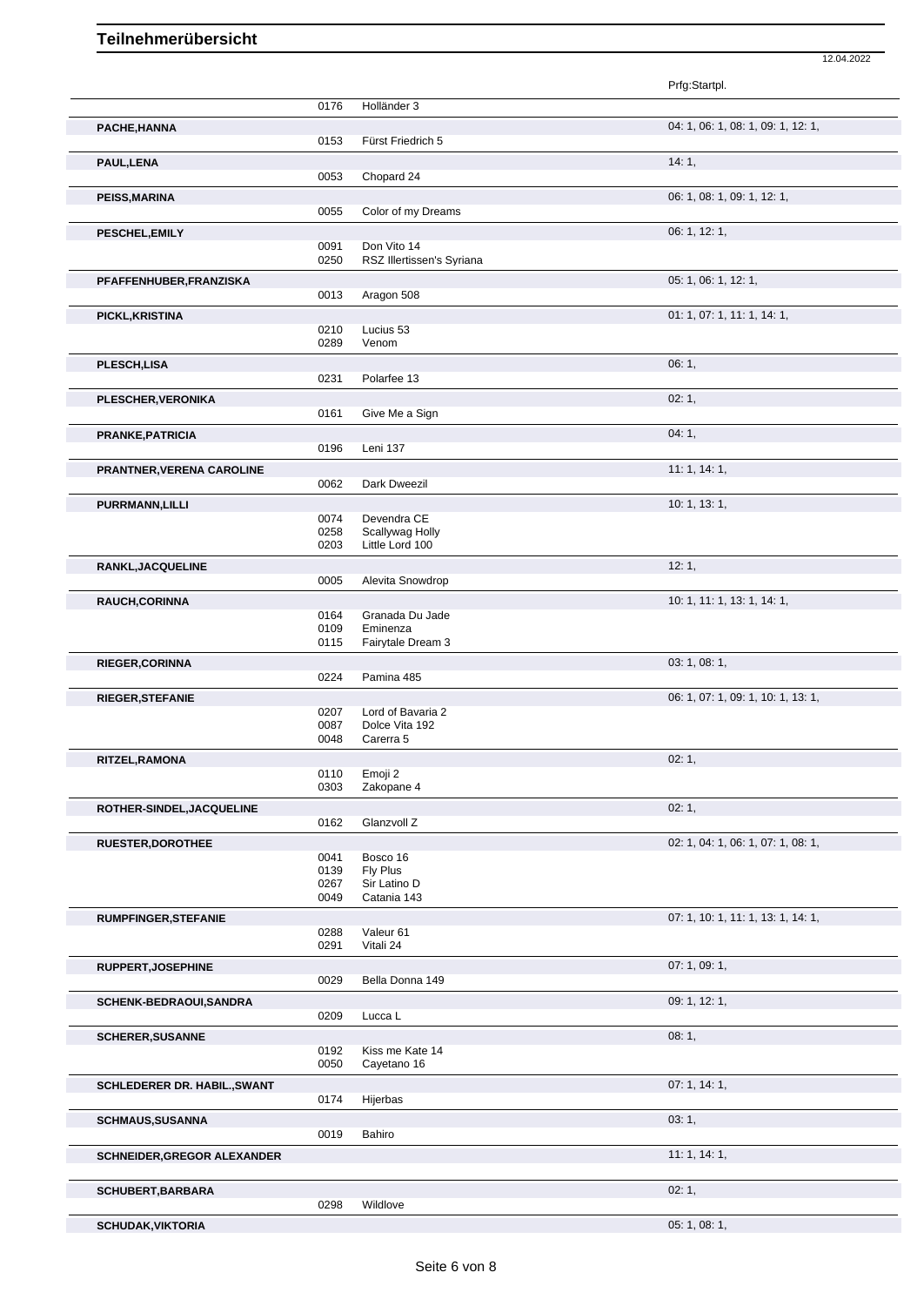# Teilnehmerübersicht

12.04.2022

| Teilnehmer | Nr. | Pferd | Prfg:Startpl. |
|---|---|---|---|
| | 0176 | Holländer 3 | |
| **PACHE,HANNA** | | | 04: 1, 06: 1, 08: 1, 09: 1, 12: 1, |
| | 0153 | Fürst Friedrich 5 | |
| **PAUL,LENA** | | | 14: 1, |
| | 0053 | Chopard 24 | |
| **PEISS,MARINA** | | | 06: 1, 08: 1, 09: 1, 12: 1, |
| | 0055 | Color of my Dreams | |
| **PESCHEL,EMILY** | | | 06: 1, 12: 1, |
| | 0091 | Don Vito 14 | |
| | 0250 | RSZ Illertissen's Syriana | |
| **PFAFFENHUBER,FRANZISKA** | | | 05: 1, 06: 1, 12: 1, |
| | 0013 | Aragon 508 | |
| **PICKL,KRISTINA** | | | 01: 1, 07: 1, 11: 1, 14: 1, |
| | 0210 | Lucius 53 | |
| | 0289 | Venom | |
| **PLESCH,LISA** | | | 06: 1, |
| | 0231 | Polarfee 13 | |
| **PLESCHER,VERONIKA** | | | 02: 1, |
| | 0161 | Give Me a Sign | |
| **PRANKE,PATRICIA** | | | 04: 1, |
| | 0196 | Leni 137 | |
| **PRANTNER,VERENA CAROLINE** | | | 11: 1, 14: 1, |
| | 0062 | Dark Dweezil | |
| **PURRMANN,LILLI** | | | 10: 1, 13: 1, |
| | 0074 | Devendra CE | |
| | 0258 | Scallywag Holly | |
| | 0203 | Little Lord 100 | |
| **RANKL,JACQUELINE** | | | 12: 1, |
| | 0005 | Alevita Snowdrop | |
| **RAUCH,CORINNA** | | | 10: 1, 11: 1, 13: 1, 14: 1, |
| | 0164 | Granada Du Jade | |
| | 0109 | Eminenza | |
| | 0115 | Fairytale Dream 3 | |
| **RIEGER,CORINNA** | | | 03: 1, 08: 1, |
| | 0224 | Pamina 485 | |
| **RIEGER,STEFANIE** | | | 06: 1, 07: 1, 09: 1, 10: 1, 13: 1, |
| | 0207 | Lord of Bavaria 2 | |
| | 0087 | Dolce Vita 192 | |
| | 0048 | Carerra 5 | |
| **RITZEL,RAMONA** | | | 02: 1, |
| | 0110 | Emoji 2 | |
| | 0303 | Zakopane 4 | |
| **ROTHER-SINDEL,JACQUELINE** | | | 02: 1, |
| | 0162 | Glanzvoll Z | |
| **RUESTER,DOROTHEE** | | | 02: 1, 04: 1, 06: 1, 07: 1, 08: 1, |
| | 0041 | Bosco 16 | |
| | 0139 | Fly Plus | |
| | 0267 | Sir Latino D | |
| | 0049 | Catania 143 | |
| **RUMPFINGER,STEFANIE** | | | 07: 1, 10: 1, 11: 1, 13: 1, 14: 1, |
| | 0288 | Valeur 61 | |
| | 0291 | Vitali 24 | |
| **RUPPERT,JOSEPHINE** | | | 07: 1, 09: 1, |
| | 0029 | Bella Donna 149 | |
| **SCHENK-BEDRAOUI,SANDRA** | | | 09: 1, 12: 1, |
| | 0209 | Lucca L | |
| **SCHERER,SUSANNE** | | | 08: 1, |
| | 0192 | Kiss me Kate 14 | |
| | 0050 | Cayetano 16 | |
| **SCHLEDERER DR. HABIL.,SWANT** | | | 07: 1, 14: 1, |
| | 0174 | Hijerbas | |
| **SCHMAUS,SUSANNA** | | | 03: 1, |
| | 0019 | Bahiro | |
| **SCHNEIDER,GREGOR ALEXANDER** | | | 11: 1, 14: 1, |
| **SCHUBERT,BARBARA** | | | 02: 1, |
| | 0298 | Wildlove | |
| **SCHUDAK,VIKTORIA** | | | 05: 1, 08: 1, |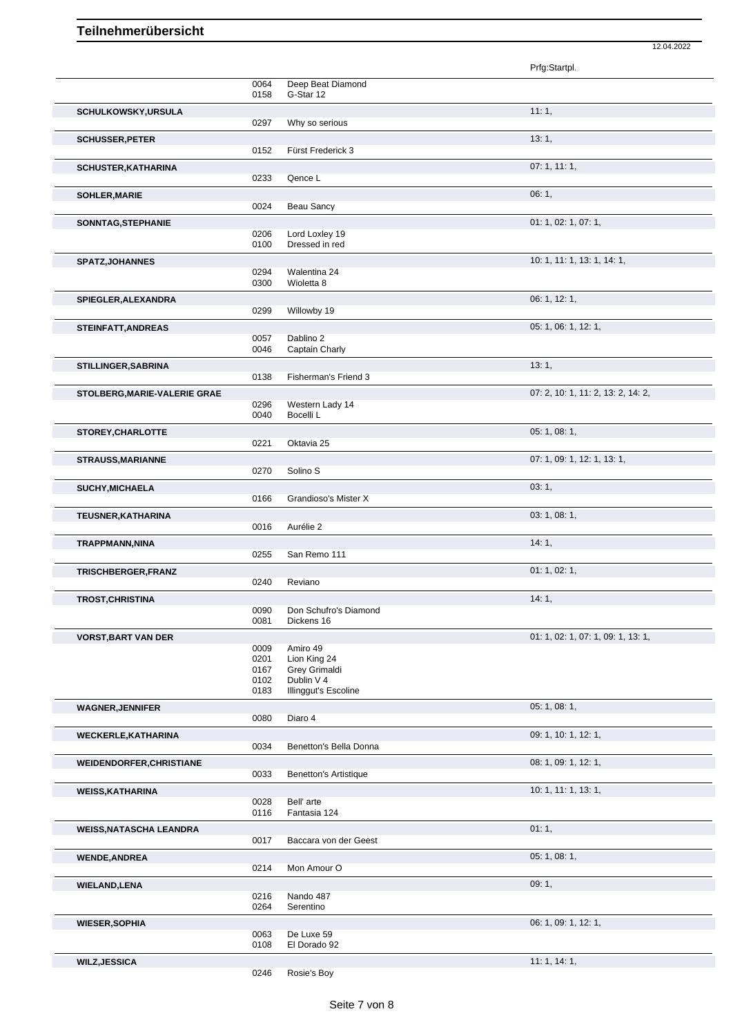# Teilnehmerübersicht

12.04.2022

| Name | Nr. | Pferd | Prfg:Startpl. |
|---|---|---|---|
| | 0064 | Deep Beat Diamond | |
| | 0158 | G-Star 12 | |
| **SCHULKOWSKY,URSULA** | | | 11: 1, |
| | 0297 | Why so serious | |
| **SCHUSSER,PETER** | | | 13: 1, |
| | 0152 | Fürst Frederick 3 | |
| **SCHUSTER,KATHARINA** | | | 07: 1, 11: 1, |
| | 0233 | Qence L | |
| **SOHLER,MARIE** | | | 06: 1, |
| | 0024 | Beau Sancy | |
| **SONNTAG,STEPHANIE** | | | 01: 1, 02: 1, 07: 1, |
| | 0206 | Lord Loxley 19 | |
| | 0100 | Dressed in red | |
| **SPATZ,JOHANNES** | | | 10: 1, 11: 1, 13: 1, 14: 1, |
| | 0294 | Walentina 24 | |
| | 0300 | Wioletta 8 | |
| **SPIEGLER,ALEXANDRA** | | | 06: 1, 12: 1, |
| | 0299 | Willowby 19 | |
| **STEINFATT,ANDREAS** | | | 05: 1, 06: 1, 12: 1, |
| | 0057 | Dablino 2 | |
| | 0046 | Captain Charly | |
| **STILLINGER,SABRINA** | | | 13: 1, |
| | 0138 | Fisherman's Friend 3 | |
| **STOLBERG,MARIE-VALERIE GRAE** | | | 07: 2, 10: 1, 11: 2, 13: 2, 14: 2, |
| | 0296 | Western Lady 14 | |
| | 0040 | Bocelli L | |
| **STOREY,CHARLOTTE** | | | 05: 1, 08: 1, |
| | 0221 | Oktavia 25 | |
| **STRAUSS,MARIANNE** | | | 07: 1, 09: 1, 12: 1, 13: 1, |
| | 0270 | Solino S | |
| **SUCHY,MICHAELA** | | | 03: 1, |
| | 0166 | Grandioso's Mister X | |
| **TEUSNER,KATHARINA** | | | 03: 1, 08: 1, |
| | 0016 | Aurélie 2 | |
| **TRAPPMANN,NINA** | | | 14: 1, |
| | 0255 | San Remo 111 | |
| **TRISCHBERGER,FRANZ** | | | 01: 1, 02: 1, |
| | 0240 | Reviano | |
| **TROST,CHRISTINA** | | | 14: 1, |
| | 0090 | Don Schufro's Diamond | |
| | 0081 | Dickens 16 | |
| **VORST,BART VAN DER** | | | 01: 1, 02: 1, 07: 1, 09: 1, 13: 1, |
| | 0009 | Amiro 49 | |
| | 0201 | Lion King 24 | |
| | 0167 | Grey Grimaldi | |
| | 0102 | Dublin V 4 | |
| | 0183 | Illinggut's Escoline | |
| **WAGNER,JENNIFER** | | | 05: 1, 08: 1, |
| | 0080 | Diaro 4 | |
| **WECKERLE,KATHARINA** | | | 09: 1, 10: 1, 12: 1, |
| | 0034 | Benetton's Bella Donna | |
| **WEIDENDORFER,CHRISTIANE** | | | 08: 1, 09: 1, 12: 1, |
| | 0033 | Benetton's Artistique | |
| **WEISS,KATHARINA** | | | 10: 1, 11: 1, 13: 1, |
| | 0028 | Bell' arte | |
| | 0116 | Fantasia 124 | |
| **WEISS,NATASCHA LEANDRA** | | | 01: 1, |
| | 0017 | Baccara von der Geest | |
| **WENDE,ANDREA** | | | 05: 1, 08: 1, |
| | 0214 | Mon Amour O | |
| **WIELAND,LENA** | | | 09: 1, |
| | 0216 | Nando 487 | |
| | 0264 | Serentino | |
| **WIESER,SOPHIA** | | | 06: 1, 09: 1, 12: 1, |
| | 0063 | De Luxe 59 | |
| | 0108 | El Dorado 92 | |
| **WILZ,JESSICA** | | | 11: 1, 14: 1, |
| | 0246 | Rosie's Boy | |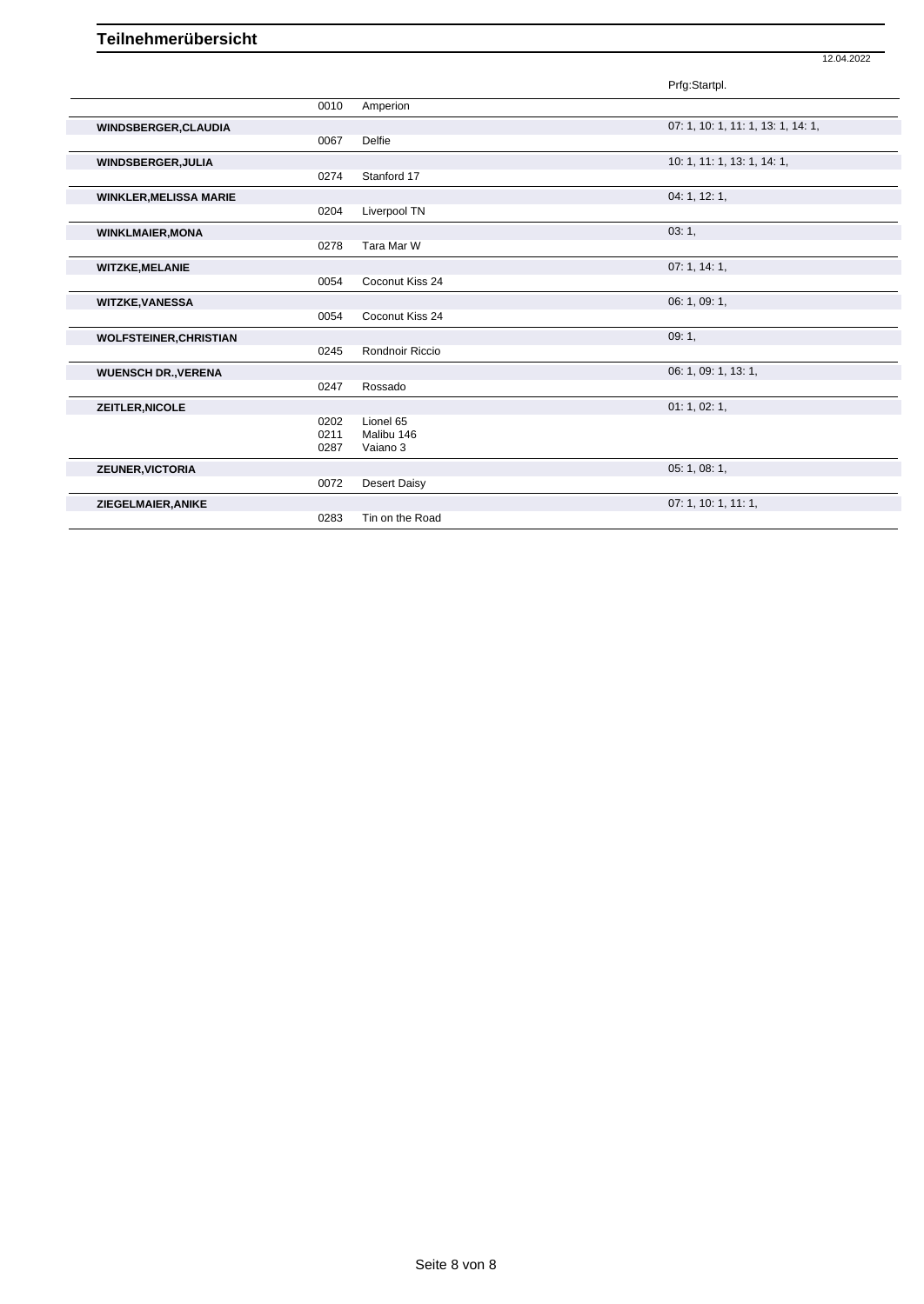# Teilnehmerübersicht

12.04.2022

| | | | Prfg:Startpl. |
|---|---|---|---|
| | 0010 | Amperion | |
| **WINDSBERGER,CLAUDIA** | | | 07: 1, 10: 1, 11: 1, 13: 1, 14: 1, |
| | 0067 | Delfie | |
| **WINDSBERGER,JULIA** | | | 10: 1, 11: 1, 13: 1, 14: 1, |
| | 0274 | Stanford 17 | |
| **WINKLER,MELISSA MARIE** | | | 04: 1, 12: 1, |
| | 0204 | Liverpool TN | |
| **WINKLMAIER,MONA** | | | 03: 1, |
| | 0278 | Tara Mar W | |
| **WITZKE,MELANIE** | | | 07: 1, 14: 1, |
| | 0054 | Coconut Kiss 24 | |
| **WITZKE,VANESSA** | | | 06: 1, 09: 1, |
| | 0054 | Coconut Kiss 24 | |
| **WOLFSTEINER,CHRISTIAN** | | | 09: 1, |
| | 0245 | Rondnoir Riccio | |
| **WUENSCH DR.,VERENA** | | | 06: 1, 09: 1, 13: 1, |
| | 0247 | Rossado | |
| **ZEITLER,NICOLE** | | | 01: 1, 02: 1, |
| | 0202 | Lionel 65 | |
| | 0211 | Malibu 146 | |
| | 0287 | Vaiano 3 | |
| **ZEUNER,VICTORIA** | | | 05: 1, 08: 1, |
| | 0072 | Desert Daisy | |
| **ZIEGELMAIER,ANIKE** | | | 07: 1, 10: 1, 11: 1, |
| | 0283 | Tin on the Road | |